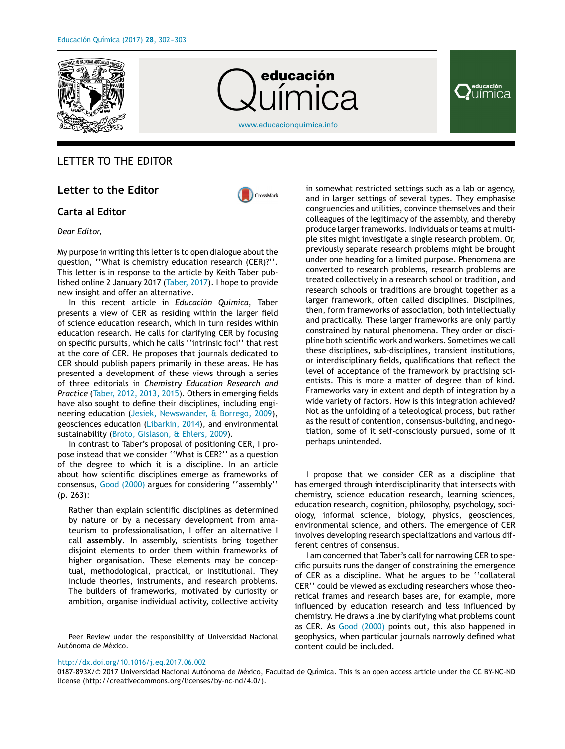LETTER TO THE EDITOR

# Letter to the Editor

## Carta al Editor

*Dear Editor,*

My purpose in writing this letter is to open dialogue about the question, ''What is chemistry education research (CER)?''. This letter is in response to the article by Keith Taber published online 2 January 2017 (Taber, 2017). I hope to provide new insight and offer an alternative.

In this recent article in *Educación Química*, Taber presents a view of CER as residing within the larger field of science education research, which in turn resides within education research. He calls for clarifying CER by focusing on specific pursuits, which he calls ''intrinsic foci'' that rest at the core of CER. He proposes that journals dedicated to CER should publish papers primarily in these areas. He has presented a development of these views through a series of three editorials in *Chemistry Education Research and Practice* (Taber, 2012, 2013, 2015). Others in emerging fields have also sought to define their disciplines, including engineering education (Jesiek, Newswander, & Borrego, 2009), geosciences education (Libarkin, 2014), and environmental sustainability (Broto, Gislason, & Ehlers, 2009).

In contrast to Taber's proposal of positioning CER, I propose instead that we consider ''What is CER?'' as a question of the degree to which it is a discipline. In an article about how scientific disciplines emerge as frameworks of consensus, Good (2000) argues for considering ''assembly'' (p. 263):

> Rather than explain scientific disciplines as determined by nature or by a necessary development from amateurism to professionalisation, I offer an alternative I call **assembly**. In assembly, scientists bring together disjoint elements to order them within frameworks of higher organisation. These elements may be conceptual, methodological, practical, or institutional. They include theories, instruments, and research problems. The builders of frameworks, motivated by curiosity or ambition, organise individual activity, collective activity in somewhat restricted settings such as a lab or agency, and in larger settings of several types. They emphasise congruencies and utilities, convince themselves and their colleagues of the legitimacy of the assembly, and thereby produce larger frameworks. Individuals or teams at multiple sites might investigate a single research problem. Or, previously separate research problems might be brought under one heading for a limited purpose. Phenomena are converted to research problems, research problems are treated collectively in a research school or tradition, and research schools or traditions are brought together as a larger framework, often called disciplines. Disciplines, then, form frameworks of association, both intellectually and practically. These larger frameworks are only partly constrained by natural phenomena. They order or discipline both scientific work and workers. Sometimes we call these disciplines, sub-disciplines, transient institutions, or interdisciplinary fields, qualifications that reflect the level of acceptance of the framework by practising scientists. This is more a matter of degree than of kind. Frameworks vary in extent and depth of integration by a wide variety of factors. How is this integration achieved? Not as the unfolding of a teleological process, but rather as the result of contention, consensus-building, and negotiation, some of it self-consciously pursued, some of it perhaps unintended.

I propose that we consider CER as a discipline that has emerged through interdisciplinarity that intersects with chemistry, science education research, learning sciences, education research, cognition, philosophy, psychology, sociology, informal science, biology, physics, geosciences, environmental science, and others. The emergence of CER involves developing research specializations and various different centres of consensus.

I am concerned that Taber's call for narrowing CER to specific pursuits runs the danger of constraining the emergence of CER as a discipline. What he argues to be ''collateral CER'' could be viewed as excluding researchers whose theoretical frames and research bases are, for example, more influenced by education research and less influenced by chemistry. He draws a line by clarifying what problems count as CER. As Good (2000) points out, this also happened in geophysics, when particular journals narrowly defined what content could be included.

Peer Review under the responsibility of Universidad Nacional Autónoma de México.

http://dx.doi.org/10.1016/j.eq.2017.06.002

0187-893X/© 2017 Universidad Nacional Autónoma de México, Facultad de Química. This is an open access article under the CC BY-NC-ND license (http://creativecommons.org/licenses/by-nc-nd/4.0/).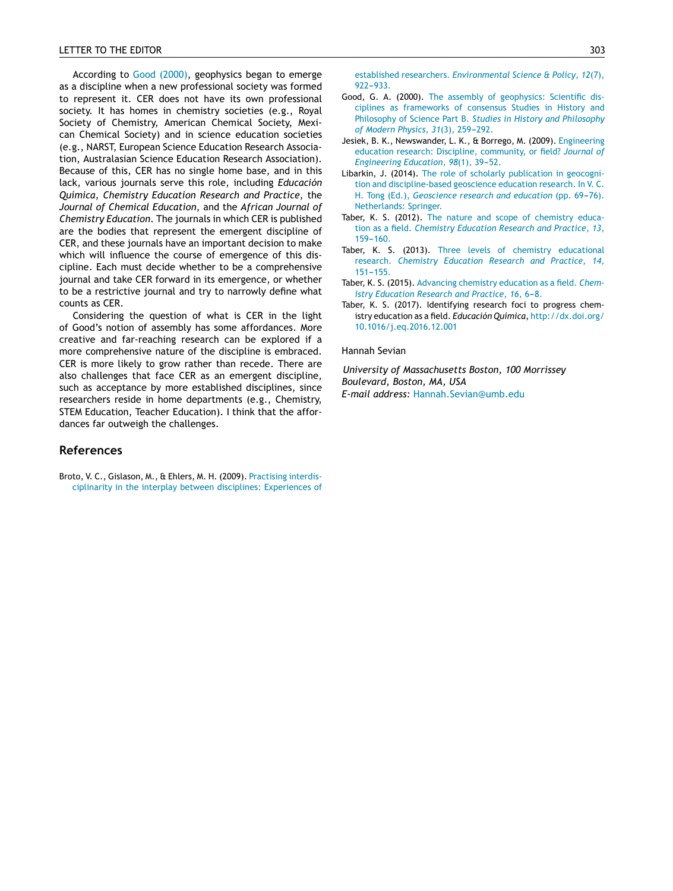According to Good (2000), geophysics began to emerge as a discipline when a new professional society was formed to represent it. CER does not have its own professional society. It has homes in chemistry societies (e.g., Royal Society of Chemistry, American Chemical Society, Mexican Chemical Society) and in science education societies (e.g., NARST, European Science Education Research Association, Australasian Science Education Research Association). Because of this, CER has no single home base, and in this lack, various journals serve this role, including *Educación Química*, *Chemistry Education Research and Practice*, the *Journal of Chemical Education*, and the *African Journal of Chemistry Education*. The journals in which CER is published are the bodies that represent the emergent discipline of CER, and these journals have an important decision to make which will influence the course of emergence of this discipline. Each must decide whether to be a comprehensive journal and take CER forward in its emergence, or whether to be a restrictive journal and try to narrowly define what counts as CER.

Considering the question of what is CER in the light of Good's notion of assembly has some affordances. More creative and far-reaching research can be explored if a more comprehensive nature of the discipline is embraced. CER is more likely to grow rather than recede. There are also challenges that face CER as an emergent discipline, such as acceptance by more established disciplines, since researchers reside in home departments (e.g., Chemistry, STEM Education, Teacher Education). I think that the affordances far outweigh the challenges.

## References

Broto, V. C., Gislason, M., & Ehlers, M. H. (2009). Practising interdisciplinarity in the interplay between disciplines: Experiences of established researchers. *Environmental Science & Policy*, *12*(7), 922–933.

Good, G. A. (2000). The assembly of geophysics: Scientific disciplines as frameworks of consensus Studies in History and Philosophy of Science Part B. *Studies in History and Philosophy of Modern Physics*, *31*(3), 259–292.

Jesiek, B. K., Newswander, L. K., & Borrego, M. (2009). Engineering education research: Discipline, community, or field? *Journal of Engineering Education*, *98*(1), 39–52.

Libarkin, J. (2014). The role of scholarly publication in geocognition and discipline-based geoscience education research. In V. C. H. Tong (Ed.), *Geoscience research and education* (pp. 69–76). Netherlands: Springer.

Taber, K. S. (2012). The nature and scope of chemistry education as a field. *Chemistry Education Research and Practice*, *13*, 159–160.

Taber, K. S. (2013). Three levels of chemistry educational research. *Chemistry Education Research and Practice*, *14*, 151–155.

Taber, K. S. (2015). Advancing chemistry education as a field. *Chemistry Education Research and Practice*, *16*, 6–8.

Taber, K. S. (2017). Identifying research foci to progress chemistry education as a field. *Educación Química*, http://dx.doi.org/10.1016/j.eq.2016.12.001

Hannah Sevian

*University of Massachusetts Boston, 100 Morrissey Boulevard, Boston, MA, USA*
*E-mail address:* Hannah.Sevian@umb.edu